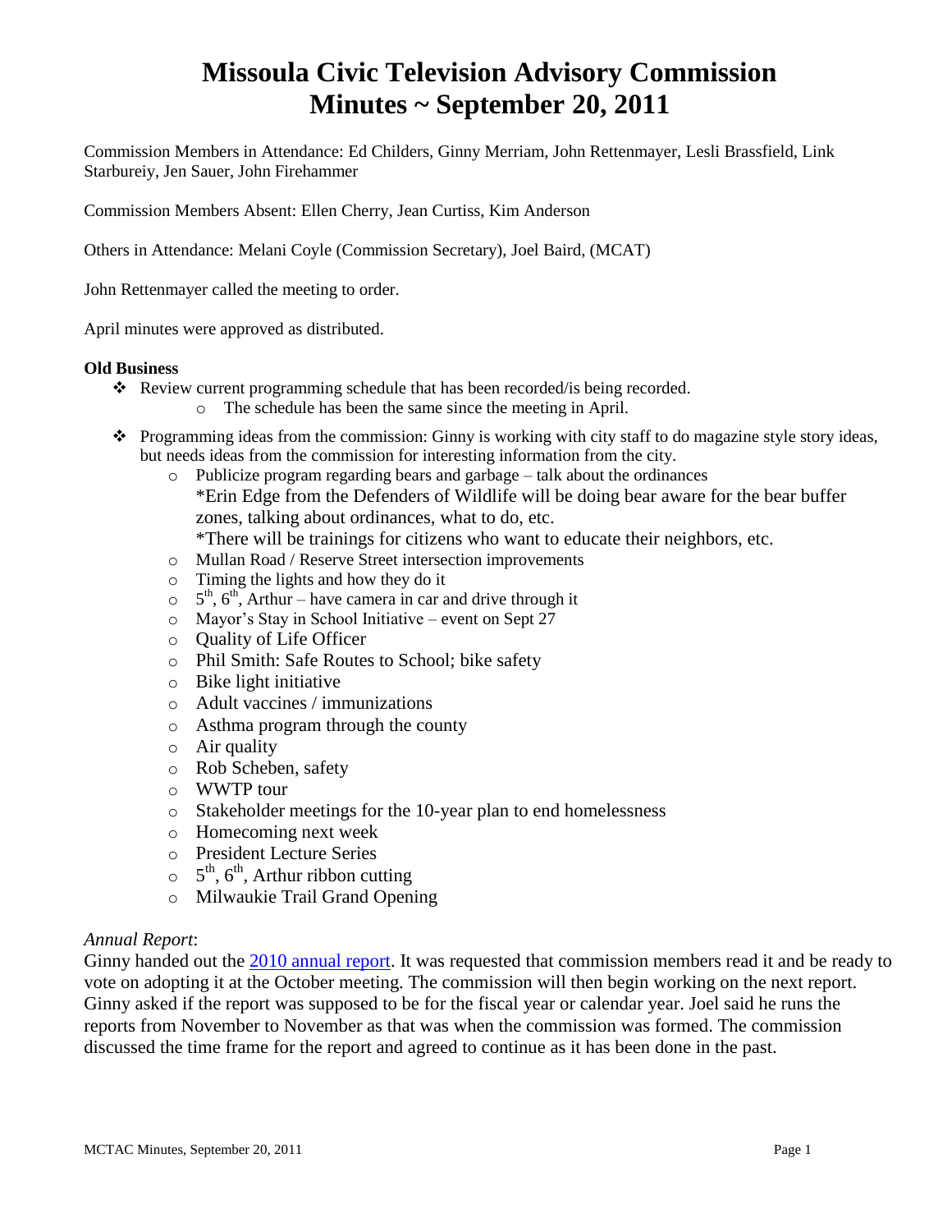# Missoula Civic Television Advisory Commission
# Minutes ~ September 20, 2011

Commission Members in Attendance: Ed Childers, Ginny Merriam, John Rettenmayer, Lesli Brassfield, Link Starbureiy, Jen Sauer, John Firehammer

Commission Members Absent: Ellen Cherry, Jean Curtiss, Kim Anderson

Others in Attendance: Melani Coyle (Commission Secretary), Joel Baird, (MCAT)

John Rettenmayer called the meeting to order.

April minutes were approved as distributed.

**Old Business**

- Review current programming schedule that has been recorded/is being recorded.
  - The schedule has been the same since the meeting in April.
- Programming ideas from the commission: Ginny is working with city staff to do magazine style story ideas, but needs ideas from the commission for interesting information from the city.
  - Publicize program regarding bears and garbage – talk about the ordinances
    *Erin Edge from the Defenders of Wildlife will be doing bear aware for the bear buffer zones, talking about ordinances, what to do, etc.
    *There will be trainings for citizens who want to educate their neighbors, etc.
  - Mullan Road / Reserve Street intersection improvements
  - Timing the lights and how they do it
  - 5th, 6th, Arthur – have camera in car and drive through it
  - Mayor's Stay in School Initiative – event on Sept 27
  - Quality of Life Officer
  - Phil Smith: Safe Routes to School; bike safety
  - Bike light initiative
  - Adult vaccines / immunizations
  - Asthma program through the county
  - Air quality
  - Rob Scheben, safety
  - WWTP tour
  - Stakeholder meetings for the 10-year plan to end homelessness
  - Homecoming next week
  - President Lecture Series
  - 5th, 6th, Arthur ribbon cutting
  - Milwaukie Trail Grand Opening

*Annual Report*:

Ginny handed out the 2010 annual report. It was requested that commission members read it and be ready to vote on adopting it at the October meeting. The commission will then begin working on the next report. Ginny asked if the report was supposed to be for the fiscal year or calendar year. Joel said he runs the reports from November to November as that was when the commission was formed. The commission discussed the time frame for the report and agreed to continue as it has been done in the past.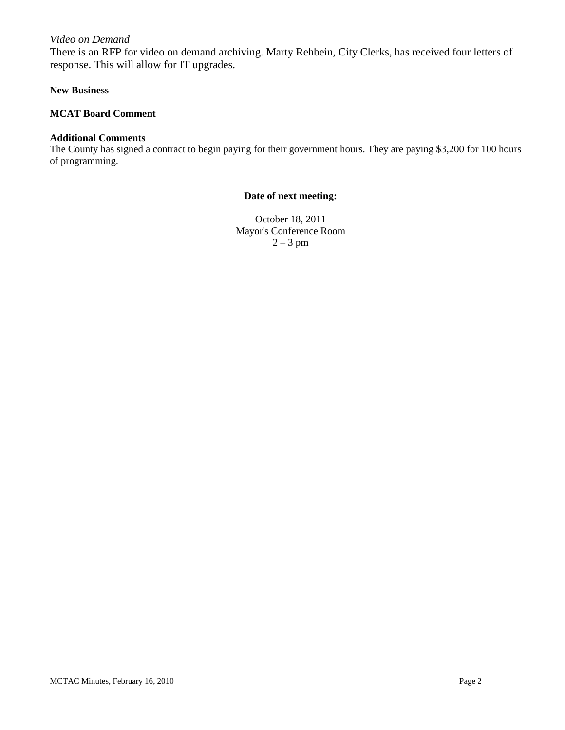*Video on Demand*

There is an RFP for video on demand archiving. Marty Rehbein, City Clerks, has received four letters of response. This will allow for IT upgrades.

**New Business**

**MCAT Board Comment**

**Additional Comments**

The County has signed a contract to begin paying for their government hours. They are paying $3,200 for 100 hours of programming.

**Date of next meeting:**

October 18, 2011
Mayor's Conference Room
2 – 3 pm